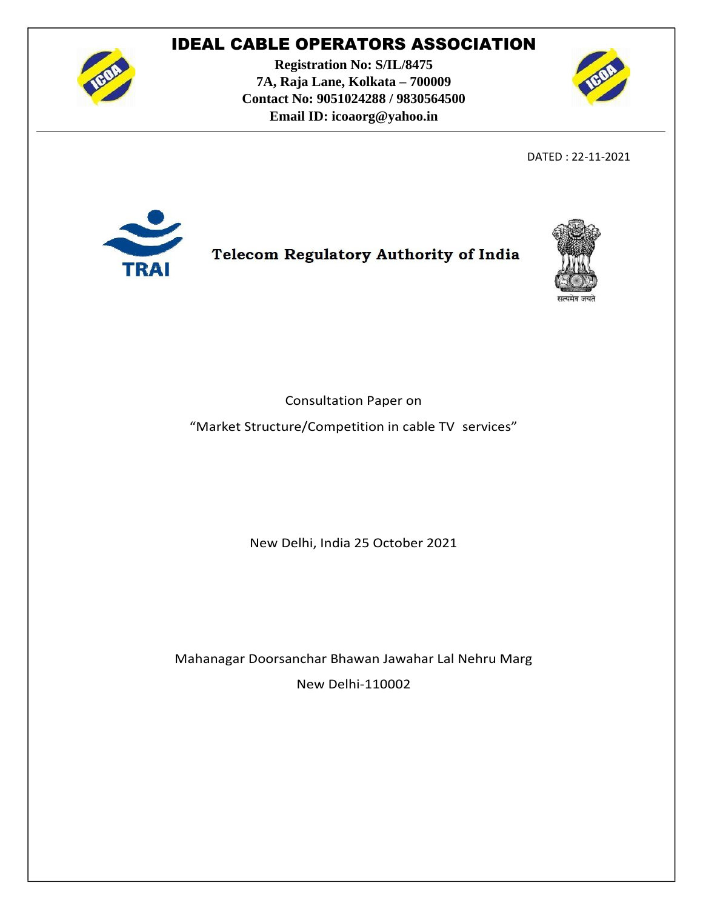# IDEAL CABLE OPERATORS ASSOCIATION

**Registration No: S/IL/8475**
**7A, Raja Lane, Kolkata – 700009**
**Contact No: 9051024288 / 9830564500**
**Email ID: icoaorg@yahoo.in**

DATED : 22-11-2021

**Telecom Regulatory Authority of India**

TRAI

सत्यमेव जयते

Consultation Paper on

“Market Structure/Competition in cable TV services”

New Delhi, India 25 October 2021

Mahanagar Doorsanchar Bhawan Jawahar Lal Nehru Marg

New Delhi-110002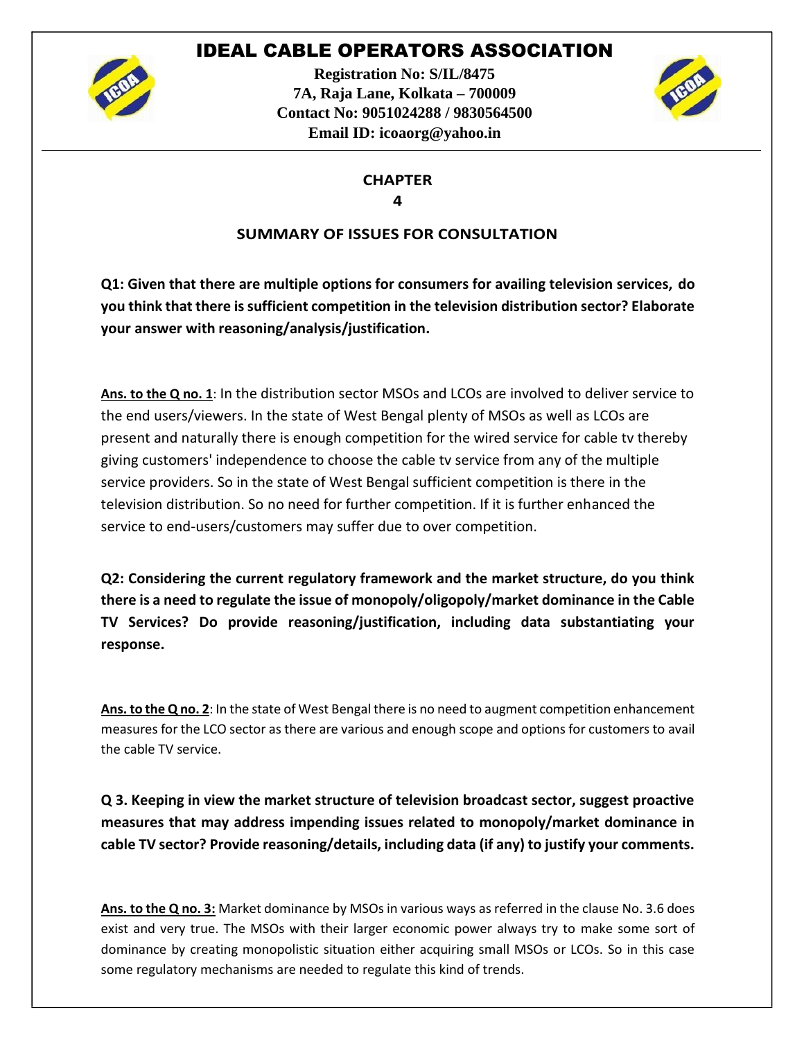# IDEAL CABLE OPERATORS ASSOCIATION

**Registration No: S/IL/8475**
**7A, Raja Lane, Kolkata – 700009**
**Contact No: 9051024288 / 9830564500**
**Email ID: icoaorg@yahoo.in**

## CHAPTER 4

## SUMMARY OF ISSUES FOR CONSULTATION

**Q1: Given that there are multiple options for consumers for availing television services, do you think that there is sufficient competition in the television distribution sector? Elaborate your answer with reasoning/analysis/justification.**

**Ans. to the Q no. 1**: In the distribution sector MSOs and LCOs are involved to deliver service to the end users/viewers. In the state of West Bengal plenty of MSOs as well as LCOs are present and naturally there is enough competition for the wired service for cable tv thereby giving customers' independence to choose the cable tv service from any of the multiple service providers. So in the state of West Bengal sufficient competition is there in the television distribution. So no need for further competition. If it is further enhanced the service to end-users/customers may suffer due to over competition.

**Q2: Considering the current regulatory framework and the market structure, do you think there is a need to regulate the issue of monopoly/oligopoly/market dominance in the Cable TV Services? Do provide reasoning/justification, including data substantiating your response.**

**Ans. to the Q no. 2**: In the state of West Bengal there is no need to augment competition enhancement measures for the LCO sector as there are various and enough scope and options for customers to avail the cable TV service.

**Q 3. Keeping in view the market structure of television broadcast sector, suggest proactive measures that may address impending issues related to monopoly/market dominance in cable TV sector? Provide reasoning/details, including data (if any) to justify your comments.**

**Ans. to the Q no. 3:** Market dominance by MSOs in various ways as referred in the clause No. 3.6 does exist and very true. The MSOs with their larger economic power always try to make some sort of dominance by creating monopolistic situation either acquiring small MSOs or LCOs. So in this case some regulatory mechanisms are needed to regulate this kind of trends.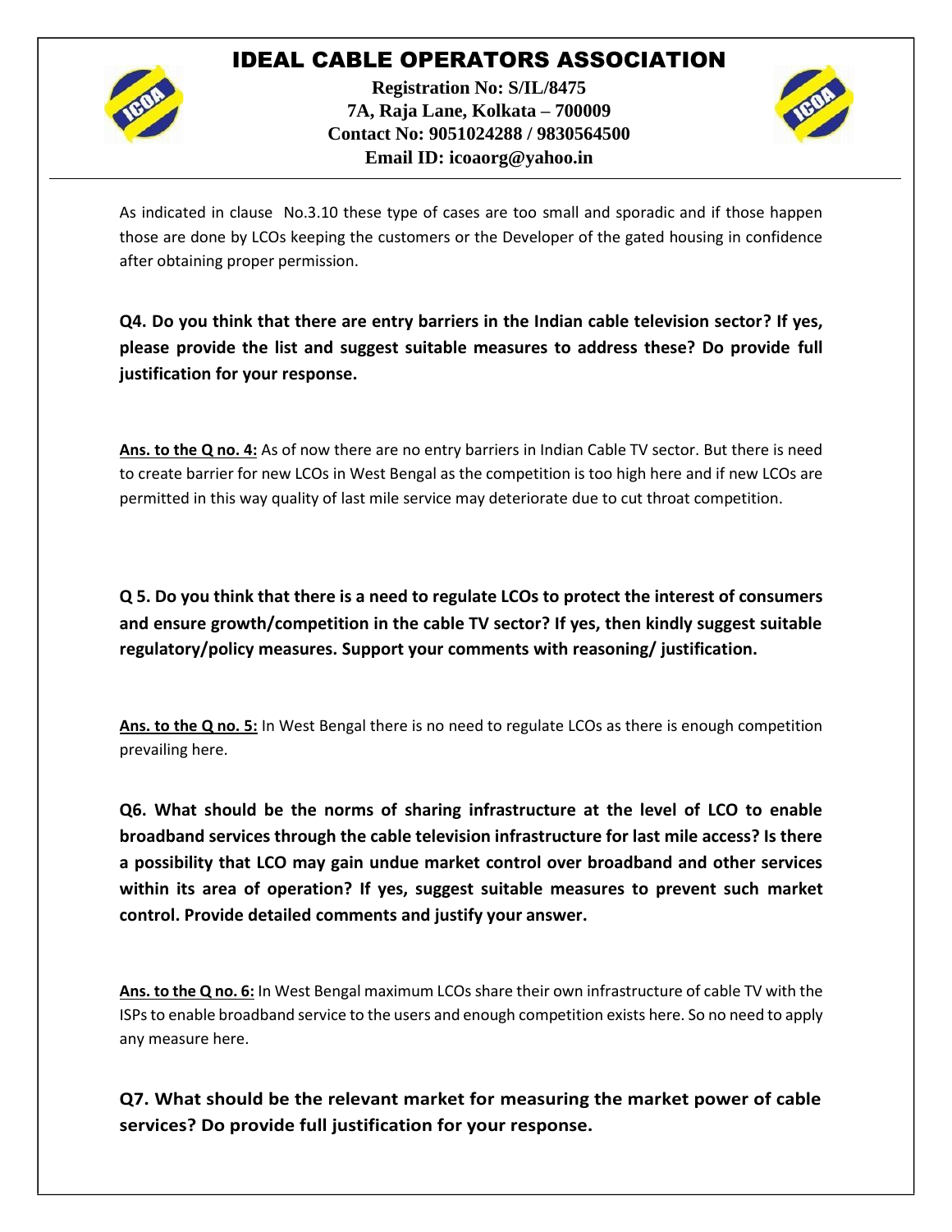As indicated in clause No.3.10 these type of cases are too small and sporadic and if those happen those are done by LCOs keeping the customers or the Developer of the gated housing in confidence after obtaining proper permission.

**Q4. Do you think that there are entry barriers in the Indian cable television sector? If yes, please provide the list and suggest suitable measures to address these? Do provide full justification for your response.**

**Ans. to the Q no. 4:** As of now there are no entry barriers in Indian Cable TV sector. But there is need to create barrier for new LCOs in West Bengal as the competition is too high here and if new LCOs are permitted in this way quality of last mile service may deteriorate due to cut throat competition.

**Q 5. Do you think that there is a need to regulate LCOs to protect the interest of consumers and ensure growth/competition in the cable TV sector? If yes, then kindly suggest suitable regulatory/policy measures. Support your comments with reasoning/ justification.**

**Ans. to the Q no. 5:** In West Bengal there is no need to regulate LCOs as there is enough competition prevailing here.

**Q6. What should be the norms of sharing infrastructure at the level of LCO to enable broadband services through the cable television infrastructure for last mile access? Is there a possibility that LCO may gain undue market control over broadband and other services within its area of operation? If yes, suggest suitable measures to prevent such market control. Provide detailed comments and justify your answer.**

**Ans. to the Q no. 6:** In West Bengal maximum LCOs share their own infrastructure of cable TV with the ISPs to enable broadband service to the users and enough competition exists here. So no need to apply any measure here.

**Q7. What should be the relevant market for measuring the market power of cable services? Do provide full justification for your response.**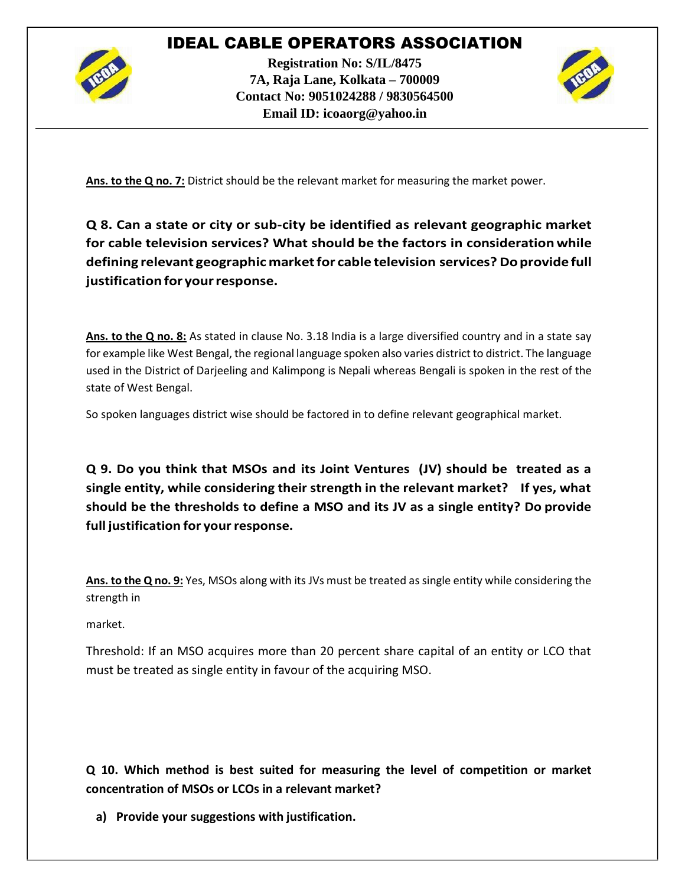**Ans. to the Q no. 7:** District should be the relevant market for measuring the market power.

**Q 8. Can a state or city or sub-city be identified as relevant geographic market for cable television services? What should be the factors in consideration while defining relevant geographic market for cable television services? Do provide full justification for your response.**

**Ans. to the Q no. 8:** As stated in clause No. 3.18 India is a large diversified country and in a state say for example like West Bengal, the regional language spoken also varies district to district. The language used in the District of Darjeeling and Kalimpong is Nepali whereas Bengali is spoken in the rest of the state of West Bengal.

So spoken languages district wise should be factored in to define relevant geographical market.

**Q 9. Do you think that MSOs and its Joint Ventures (JV) should be treated as a single entity, while considering their strength in the relevant market? If yes, what should be the thresholds to define a MSO and its JV as a single entity? Do provide full justification for your response.**

**Ans. to the Q no. 9:** Yes, MSOs along with its JVs must be treated as single entity while considering the strength in

market.

Threshold: If an MSO acquires more than 20 percent share capital of an entity or LCO that must be treated as single entity in favour of the acquiring MSO.

**Q 10. Which method is best suited for measuring the level of competition or market concentration of MSOs or LCOs in a relevant market?**

**a) Provide your suggestions with justification.**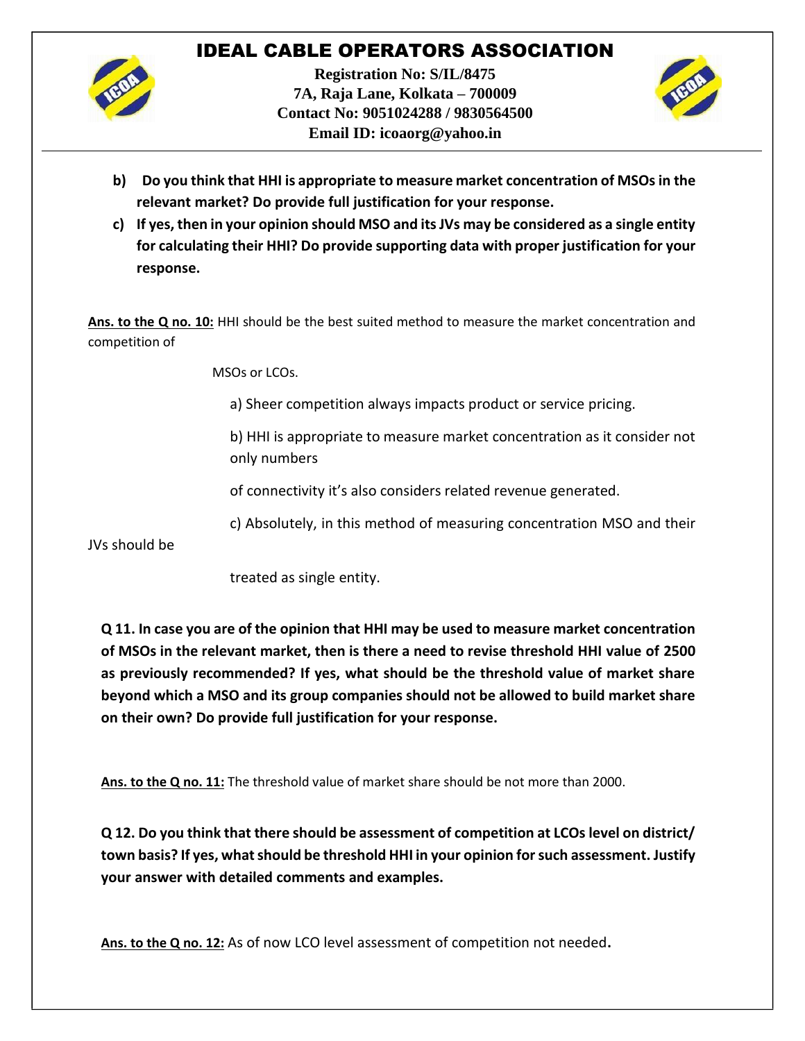b) **Do you think that HHI is appropriate to measure market concentration of MSOs in the relevant market? Do provide full justification for your response.**

c) **If yes, then in your opinion should MSO and its JVs may be considered as a single entity for calculating their HHI? Do provide supporting data with proper justification for your response.**

**Ans. to the Q no. 10:** HHI should be the best suited method to measure the market concentration and competition of MSOs or LCOs.

a) Sheer competition always impacts product or service pricing.

b) HHI is appropriate to measure market concentration as it consider not only numbers of connectivity it's also considers related revenue generated.

c) Absolutely, in this method of measuring concentration MSO and their JVs should be treated as single entity.

**Q 11. In case you are of the opinion that HHI may be used to measure market concentration of MSOs in the relevant market, then is there a need to revise threshold HHI value of 2500 as previously recommended? If yes, what should be the threshold value of market share beyond which a MSO and its group companies should not be allowed to build market share on their own? Do provide full justification for your response.**

**Ans. to the Q no. 11:** The threshold value of market share should be not more than 2000.

**Q 12. Do you think that there should be assessment of competition at LCOs level on district/ town basis? If yes, what should be threshold HHI in your opinion for such assessment. Justify your answer with detailed comments and examples.**

**Ans. to the Q no. 12:** As of now LCO level assessment of competition not needed.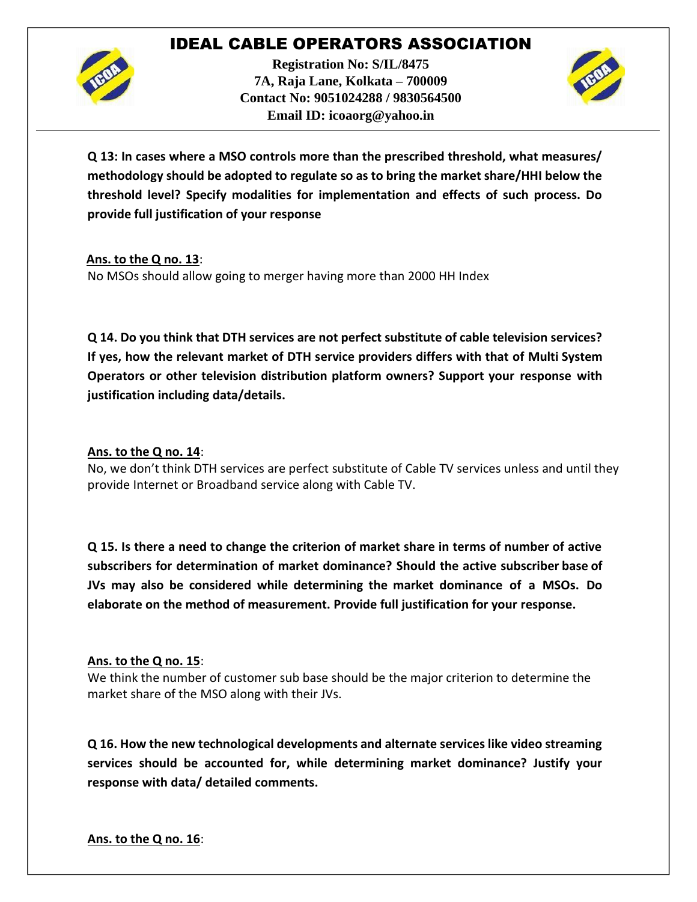**Q 13: In cases where a MSO controls more than the prescribed threshold, what measures/ methodology should be adopted to regulate so as to bring the market share/HHI below the threshold level? Specify modalities for implementation and effects of such process. Do provide full justification of your response**

**Ans. to the Q no. 13**:

No MSOs should allow going to merger having more than 2000 HH Index

**Q 14. Do you think that DTH services are not perfect substitute of cable television services? If yes, how the relevant market of DTH service providers differs with that of Multi System Operators or other television distribution platform owners? Support your response with justification including data/details.**

**Ans. to the Q no. 14**:

No, we don't think DTH services are perfect substitute of Cable TV services unless and until they provide Internet or Broadband service along with Cable TV.

**Q 15. Is there a need to change the criterion of market share in terms of number of active subscribers for determination of market dominance? Should the active subscriber base of JVs may also be considered while determining the market dominance of a MSOs. Do elaborate on the method of measurement. Provide full justification for your response.**

**Ans. to the Q no. 15**:

We think the number of customer sub base should be the major criterion to determine the market share of the MSO along with their JVs.

**Q 16. How the new technological developments and alternate services like video streaming services should be accounted for, while determining market dominance? Justify your response with data/ detailed comments.**

**Ans. to the Q no. 16**: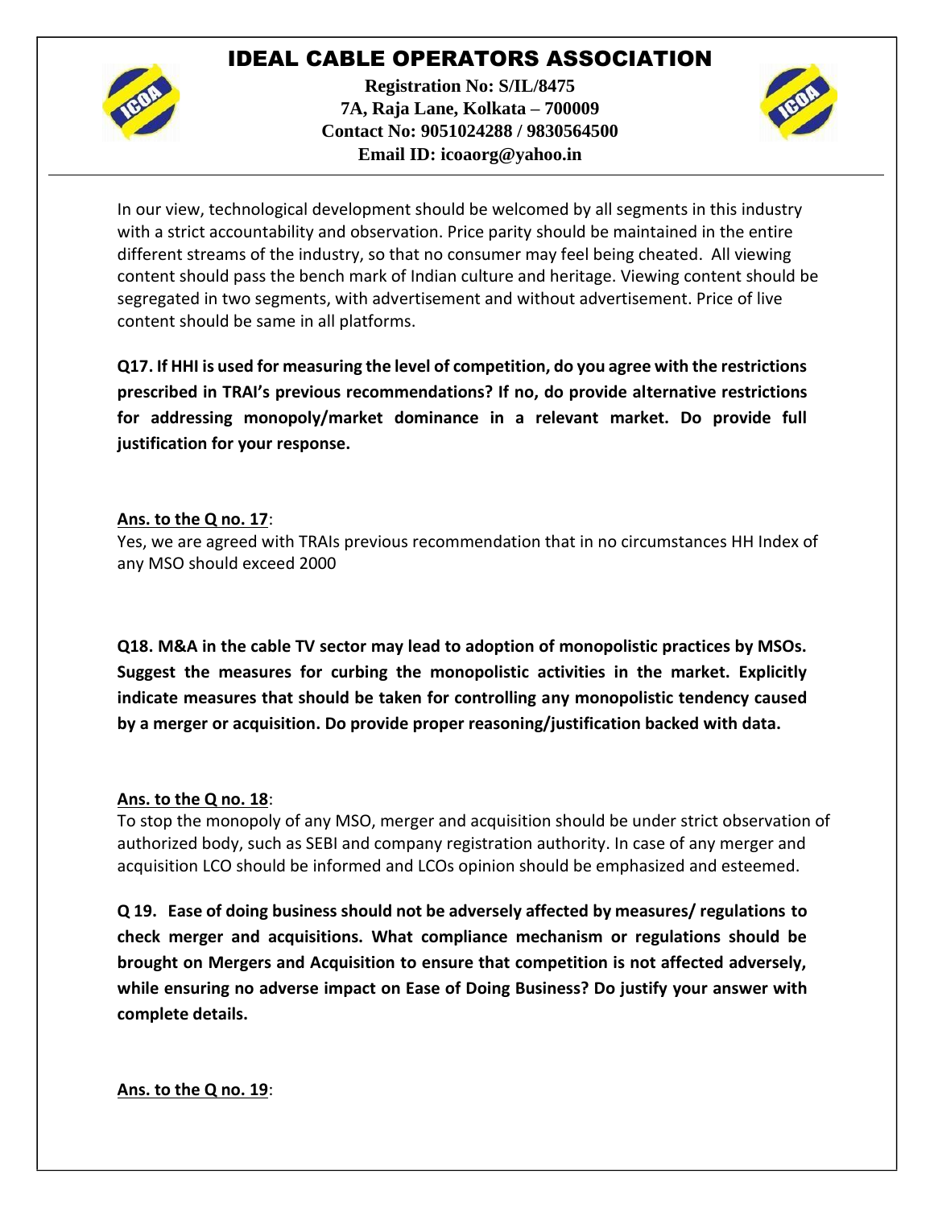In our view, technological development should be welcomed by all segments in this industry with a strict accountability and observation. Price parity should be maintained in the entire different streams of the industry, so that no consumer may feel being cheated. All viewing content should pass the bench mark of Indian culture and heritage. Viewing content should be segregated in two segments, with advertisement and without advertisement. Price of live content should be same in all platforms.

**Q17. If HHI is used for measuring the level of competition, do you agree with the restrictions prescribed in TRAI's previous recommendations? If no, do provide alternative restrictions for addressing monopoly/market dominance in a relevant market. Do provide full justification for your response.**

**Ans. to the Q no. 17**:

Yes, we are agreed with TRAIs previous recommendation that in no circumstances HH Index of any MSO should exceed 2000

**Q18. M&A in the cable TV sector may lead to adoption of monopolistic practices by MSOs. Suggest the measures for curbing the monopolistic activities in the market. Explicitly indicate measures that should be taken for controlling any monopolistic tendency caused by a merger or acquisition. Do provide proper reasoning/justification backed with data.**

**Ans. to the Q no. 18**:

To stop the monopoly of any MSO, merger and acquisition should be under strict observation of authorized body, such as SEBI and company registration authority. In case of any merger and acquisition LCO should be informed and LCOs opinion should be emphasized and esteemed.

**Q 19. Ease of doing business should not be adversely affected by measures/ regulations to check merger and acquisitions. What compliance mechanism or regulations should be brought on Mergers and Acquisition to ensure that competition is not affected adversely, while ensuring no adverse impact on Ease of Doing Business? Do justify your answer with complete details.**

**Ans. to the Q no. 19**: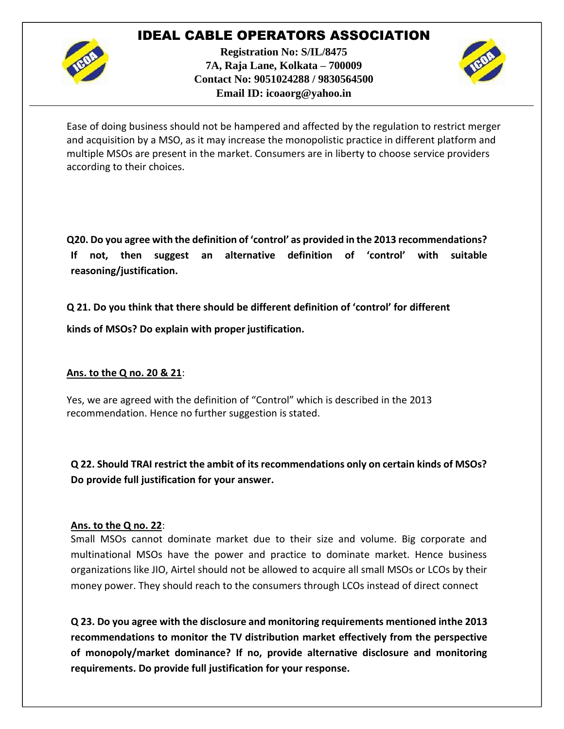Ease of doing business should not be hampered and affected by the regulation to restrict merger and acquisition by a MSO, as it may increase the monopolistic practice in different platform and multiple MSOs are present in the market. Consumers are in liberty to choose service providers according to their choices.

**Q20. Do you agree with the definition of 'control' as provided in the 2013 recommendations? If not, then suggest an alternative definition of 'control' with suitable reasoning/justification.**

**Q 21. Do you think that there should be different definition of 'control' for different kinds of MSOs? Do explain with proper justification.**

**Ans. to the Q no. 20 & 21**:

Yes, we are agreed with the definition of "Control" which is described in the 2013 recommendation. Hence no further suggestion is stated.

**Q 22. Should TRAI restrict the ambit of its recommendations only on certain kinds of MSOs? Do provide full justification for your answer.**

**Ans. to the Q no. 22**:

Small MSOs cannot dominate market due to their size and volume. Big corporate and multinational MSOs have the power and practice to dominate market. Hence business organizations like JIO, Airtel should not be allowed to acquire all small MSOs or LCOs by their money power. They should reach to the consumers through LCOs instead of direct connect

**Q 23. Do you agree with the disclosure and monitoring requirements mentioned inthe 2013 recommendations to monitor the TV distribution market effectively from the perspective of monopoly/market dominance? If no, provide alternative disclosure and monitoring requirements. Do provide full justification for your response.**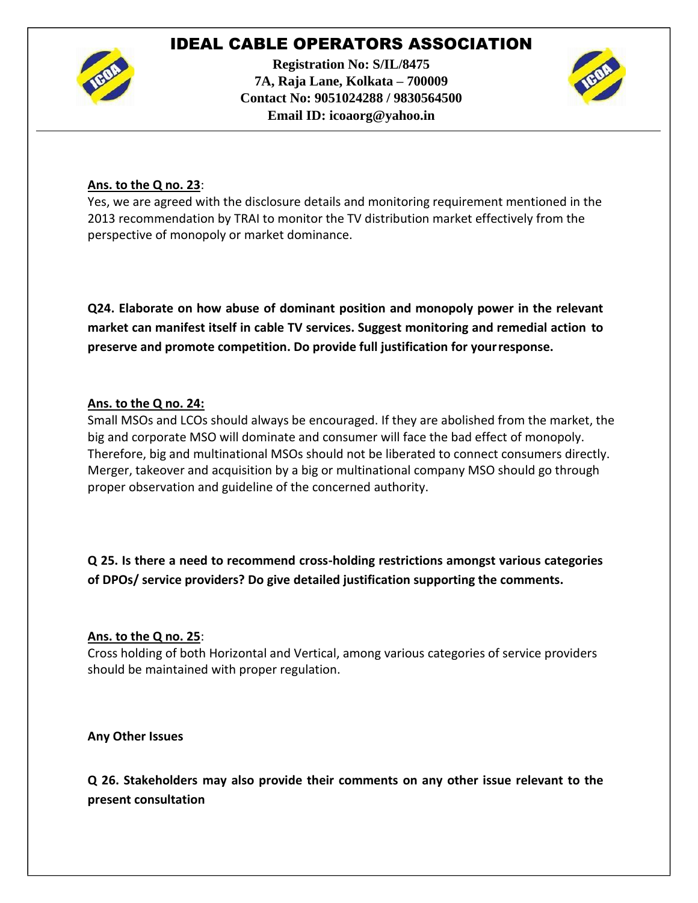**Ans. to the Q no. 23**:

Yes, we are agreed with the disclosure details and monitoring requirement mentioned in the 2013 recommendation by TRAI to monitor the TV distribution market effectively from the perspective of monopoly or market dominance.

**Q24. Elaborate on how abuse of dominant position and monopoly power in the relevant market can manifest itself in cable TV services. Suggest monitoring and remedial action to preserve and promote competition. Do provide full justification for your response.**

**Ans. to the Q no. 24:**

Small MSOs and LCOs should always be encouraged. If they are abolished from the market, the big and corporate MSO will dominate and consumer will face the bad effect of monopoly. Therefore, big and multinational MSOs should not be liberated to connect consumers directly. Merger, takeover and acquisition by a big or multinational company MSO should go through proper observation and guideline of the concerned authority.

**Q 25. Is there a need to recommend cross-holding restrictions amongst various categories of DPOs/ service providers? Do give detailed justification supporting the comments.**

**Ans. to the Q no. 25**:

Cross holding of both Horizontal and Vertical, among various categories of service providers should be maintained with proper regulation.

**Any Other Issues**

**Q 26. Stakeholders may also provide their comments on any other issue relevant to the present consultation**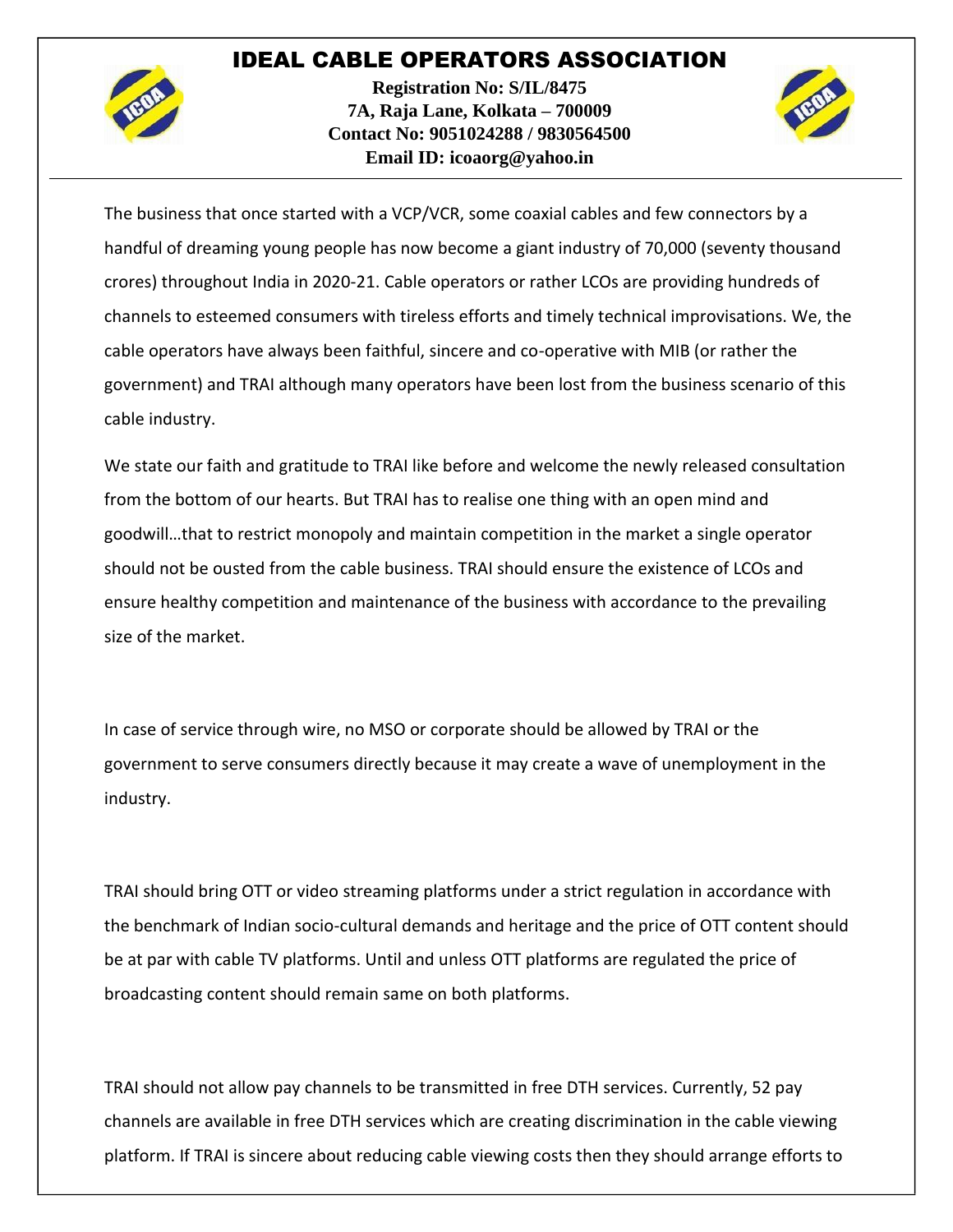# IDEAL CABLE OPERATORS ASSOCIATION

**Registration No: S/IL/8475**
**7A, Raja Lane, Kolkata – 700009**
**Contact No: 9051024288 / 9830564500**
**Email ID: icoaorg@yahoo.in**

---

The business that once started with a VCP/VCR, some coaxial cables and few connectors by a handful of dreaming young people has now become a giant industry of 70,000 (seventy thousand crores) throughout India in 2020-21. Cable operators or rather LCOs are providing hundreds of channels to esteemed consumers with tireless efforts and timely technical improvisations. We, the cable operators have always been faithful, sincere and co-operative with MIB (or rather the government) and TRAI although many operators have been lost from the business scenario of this cable industry.

We state our faith and gratitude to TRAI like before and welcome the newly released consultation from the bottom of our hearts. But TRAI has to realise one thing with an open mind and goodwill…that to restrict monopoly and maintain competition in the market a single operator should not be ousted from the cable business. TRAI should ensure the existence of LCOs and ensure healthy competition and maintenance of the business with accordance to the prevailing size of the market.

In case of service through wire, no MSO or corporate should be allowed by TRAI or the government to serve consumers directly because it may create a wave of unemployment in the industry.

TRAI should bring OTT or video streaming platforms under a strict regulation in accordance with the benchmark of Indian socio-cultural demands and heritage and the price of OTT content should be at par with cable TV platforms. Until and unless OTT platforms are regulated the price of broadcasting content should remain same on both platforms.

TRAI should not allow pay channels to be transmitted in free DTH services. Currently, 52 pay channels are available in free DTH services which are creating discrimination in the cable viewing platform. If TRAI is sincere about reducing cable viewing costs then they should arrange efforts to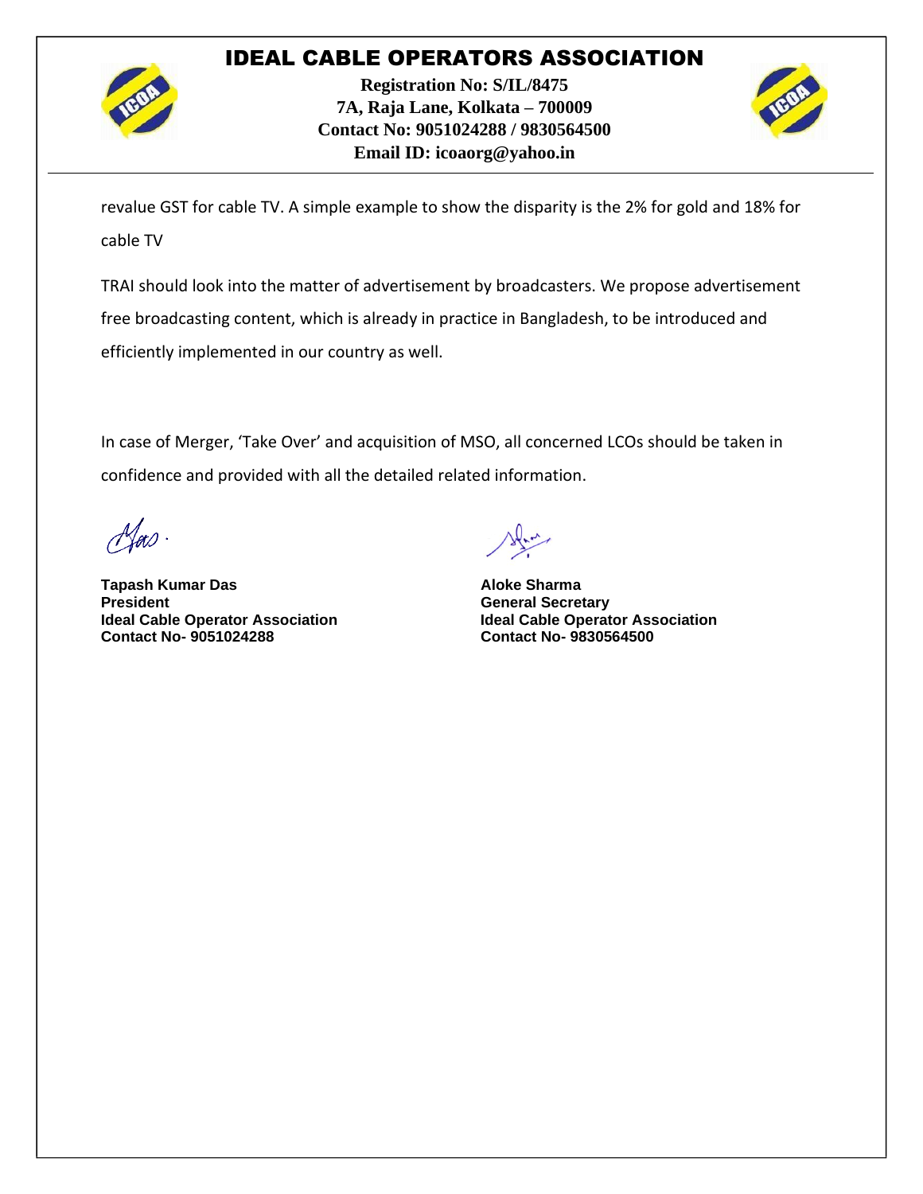revalue GST for cable TV. A simple example to show the disparity is the 2% for gold and 18% for cable TV

TRAI should look into the matter of advertisement by broadcasters. We propose advertisement free broadcasting content, which is already in practice in Bangladesh, to be introduced and efficiently implemented in our country as well.

In case of Merger, 'Take Over' and acquisition of MSO, all concerned LCOs should be taken in confidence and provided with all the detailed related information.

**Tapash Kumar Das**
**President**
**Ideal Cable Operator Association**
**Contact No- 9051024288**

**Aloke Sharma**
**General Secretary**
**Ideal Cable Operator Association**
**Contact No- 9830564500**